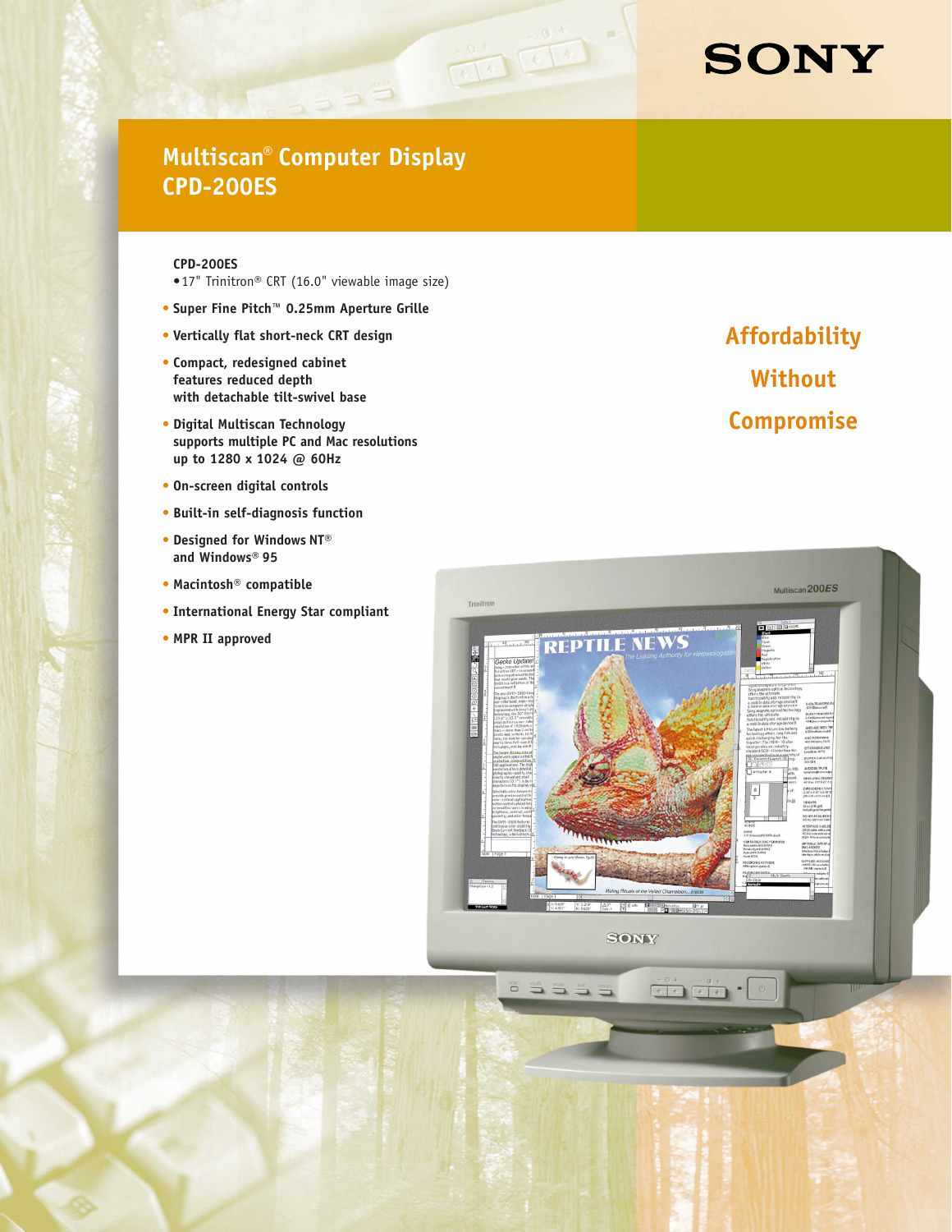SONY

# Multiscan® Computer Display CPD-200ES

**CPD-200ES**

- 17" Trinitron® CRT (16.0" viewable image size)
- **Super Fine Pitch™ 0.25mm Aperture Grille**
- **Vertically flat short-neck CRT design**
- **Compact, redesigned cabinet features reduced depth with detachable tilt-swivel base**
- **Digital Multiscan Technology supports multiple PC and Mac resolutions up to 1280 x 1024 @ 60Hz**
- **On-screen digital controls**
- **Built-in self-diagnosis function**
- **Designed for Windows NT® and Windows® 95**
- **Macintosh® compatible**
- **International Energy Star compliant**
- **MPR II approved**

## Affordability Without Compromise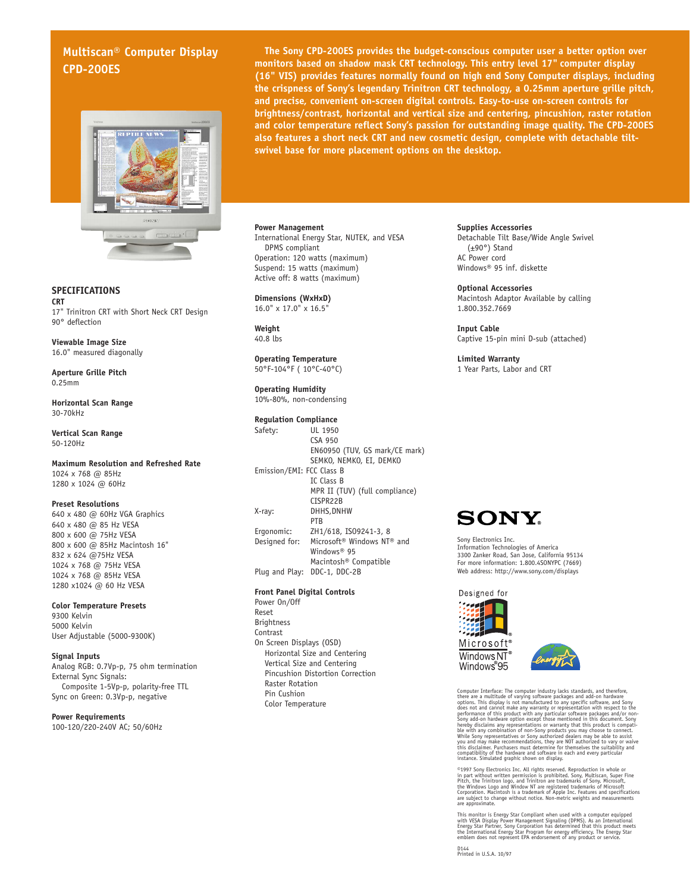# Multiscan® Computer Display CPD-200ES

**The Sony CPD-200ES provides the budget-conscious computer user a better option over monitors based on shadow mask CRT technology. This entry level 17" computer display (16" VIS) provides features normally found on high end Sony Computer displays, including the crispness of Sony's legendary Trinitron CRT technology, a 0.25mm aperture grille pitch, and precise, convenient on-screen digital controls. Easy-to-use on-screen controls for brightness/contrast, horizontal and vertical size and centering, pincushion, raster rotation and color temperature reflect Sony's passion for outstanding image quality. The CPD-200ES also features a short neck CRT and new cosmetic design, complete with detachable tilt-swivel base for more placement options on the desktop.**

## SPECIFICATIONS

**CRT**
17" Trinitron CRT with Short Neck CRT Design
90° deflection

**Viewable Image Size**
16.0" measured diagonally

**Aperture Grille Pitch**
0.25mm

**Horizontal Scan Range**
30-70kHz

**Vertical Scan Range**
50-120Hz

**Maximum Resolution and Refreshed Rate**
1024 x 768 @ 85Hz
1280 x 1024 @ 60Hz

**Preset Resolutions**
640 x 480 @ 60Hz VGA Graphics
640 x 480 @ 85 Hz VESA
800 x 600 @ 75Hz VESA
800 x 600 @ 85Hz Macintosh 16"
832 x 624 @75Hz VESA
1024 x 768 @ 75Hz VESA
1024 x 768 @ 85Hz VESA
1280 x1024 @ 60 Hz VESA

**Color Temperature Presets**
9300 Kelvin
5000 Kelvin
User Adjustable (5000-9300K)

**Signal Inputs**
Analog RGB: 0.7Vp-p, 75 ohm termination
External Sync Signals:
Composite 1-5Vp-p, polarity-free TTL
Sync on Green: 0.3Vp-p, negative

**Power Requirements**
100-120/220-240V AC; 50/60Hz

**Power Management**
International Energy Star, NUTEK, and VESA DPMS compliant
Operation: 120 watts (maximum)
Suspend: 15 watts (maximum)
Active off: 8 watts (maximum)

**Dimensions (WxHxD)**
16.0" x 17.0" x 16.5"

**Weight**
40.8 lbs

**Operating Temperature**
50°F-104°F ( 10°C-40°C)

**Operating Humidity**
10%-80%, non-condensing

**Regulation Compliance**

| | |
|---|---|
| Safety: | UL 1950 |
| | CSA 950 |
| | EN60950 (TUV, GS mark/CE mark) |
| | SEMKO, NEMKO, EI, DEMKO |
| Emission/EMI: | FCC Class B |
| | IC Class B |
| | MPR II (TUV) (full compliance) |
| | CISPR22B |
| X-ray: | DHHS,DNHW |
| | PTB |
| Ergonomic: | ZH1/618, ISO9241-3, 8 |
| Designed for: | Microsoft® Windows NT® and Windows® 95 |
| | Macintosh® Compatible |
| Plug and Play: | DDC-1, DDC-2B |

**Front Panel Digital Controls**
Power On/Off
Reset
Brightness
Contrast
On Screen Displays (OSD)
- Horizontal Size and Centering
- Vertical Size and Centering
- Pincushion Distortion Correction
- Raster Rotation
- Pin Cushion
- Color Temperature

**Supplies Accessories**
Detachable Tilt Base/Wide Angle Swivel (±90°) Stand
AC Power cord
Windows® 95 inf. diskette

**Optional Accessories**
Macintosh Adaptor Available by calling 1.800.352.7669

**Input Cable**
Captive 15-pin mini D-sub (attached)

**Limited Warranty**
1 Year Parts, Labor and CRT

SONY

Sony Electronics Inc.
Information Technologies of America
3300 Zanker Road, San Jose, California 95134
For more information: 1.800.4SONYPC (7669)
Web address: http://www.sony.com/displays

Designed for Microsoft® Windows NT® Windows® 95

Computer Interface: The computer industry lacks standards, and therefore, there are a multitude of varying software packages and add-on hardware options. This display is not manufactured to any specific software, and Sony does not and cannot make any warranty or representation with respect to the performance of this product with any particular software packages and/or non-Sony add-on hardware option except those mentioned in this document. Sony hereby disclaims any representations or warranty that this product is compatible with any combination of non-Sony products you may choose to connect. While Sony representatives or Sony authorized dealers may be able to assist you and may make recommendations, they are NOT authorized to vary or waive this disclaimer. Purchasers must determine for themselves the suitability and compatibility of the hardware and software in each and every particular instance. Simulated graphic shown on display.

©1997 Sony Electronics Inc. All rights reserved. Reproduction in whole or in part without written permission is prohibited. Sony, Multiscan, Super Fine Pitch, the Trinitron logo, and Trinitron are trademarks of Sony. Microsoft, the Windows Logo and Window NT are registered trademarks of Microsoft Corporation. Macintosh is a trademark of Apple Inc. Features and specifications are subject to change without notice. Non-metric weights and measurements are approximate.

This monitor is Energy Star Compliant when used with a computer equipped with VESA Display Power Management Signaling (DPMS). As an International Energy Star Partner, Sony Corporation has determined that this product meets the International Energy Star Program for energy efficiency. The Energy Star emblem does not represent EPA endorsement of any product or service.

D144
Printed in U.S.A. 10/97